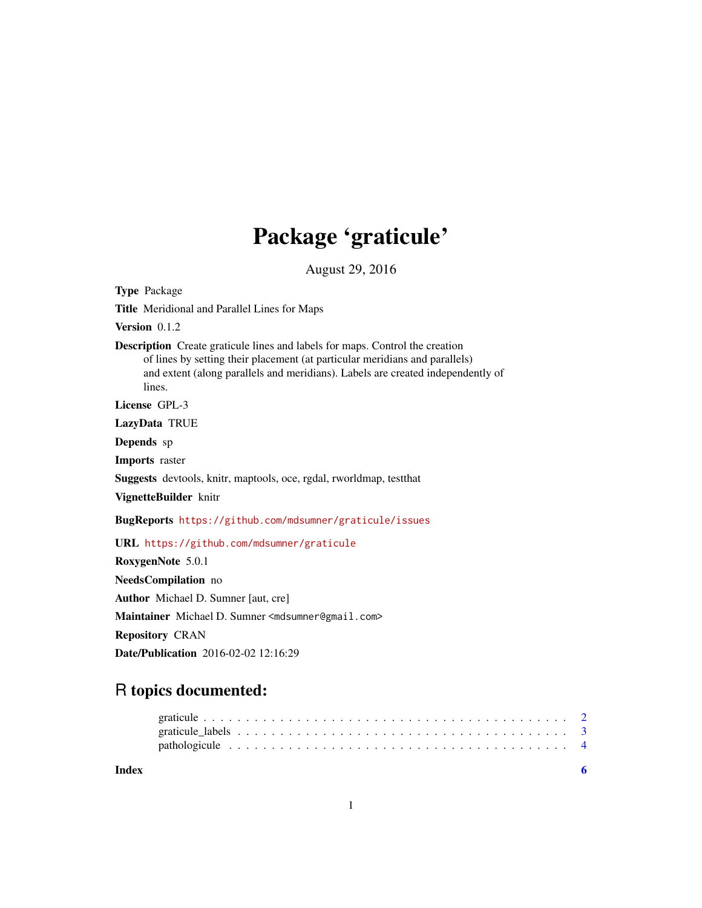# Package 'graticule'

August 29, 2016

**Type** Package

**Title** Meridional and Parallel Lines for Maps

**Version** 0.1.2

**Description** Create graticule lines and labels for maps. Control the creation of lines by setting their placement (at particular meridians and parallels) and extent (along parallels and meridians). Labels are created independently of lines.

**License** GPL-3

**LazyData** TRUE

**Depends** sp

**Imports** raster

**Suggests** devtools, knitr, maptools, oce, rgdal, rworldmap, testthat

**VignetteBuilder** knitr

**BugReports** https://github.com/mdsumner/graticule/issues

**URL** https://github.com/mdsumner/graticule

**RoxygenNote** 5.0.1

**NeedsCompilation** no

**Author** Michael D. Sumner [aut, cre]

**Maintainer** Michael D. Sumner <mdsumner@gmail.com>

**Repository** CRAN

**Date/Publication** 2016-02-02 12:16:29

## R topics documented:

graticule . . . . . . . . . . . . . . . . . . . . . . . . . . . . . . . . . . . . . . . . . . 2
graticule_labels . . . . . . . . . . . . . . . . . . . . . . . . . . . . . . . . . . . . . . 3
pathologicule . . . . . . . . . . . . . . . . . . . . . . . . . . . . . . . . . . . . . . . 4

**Index** **6**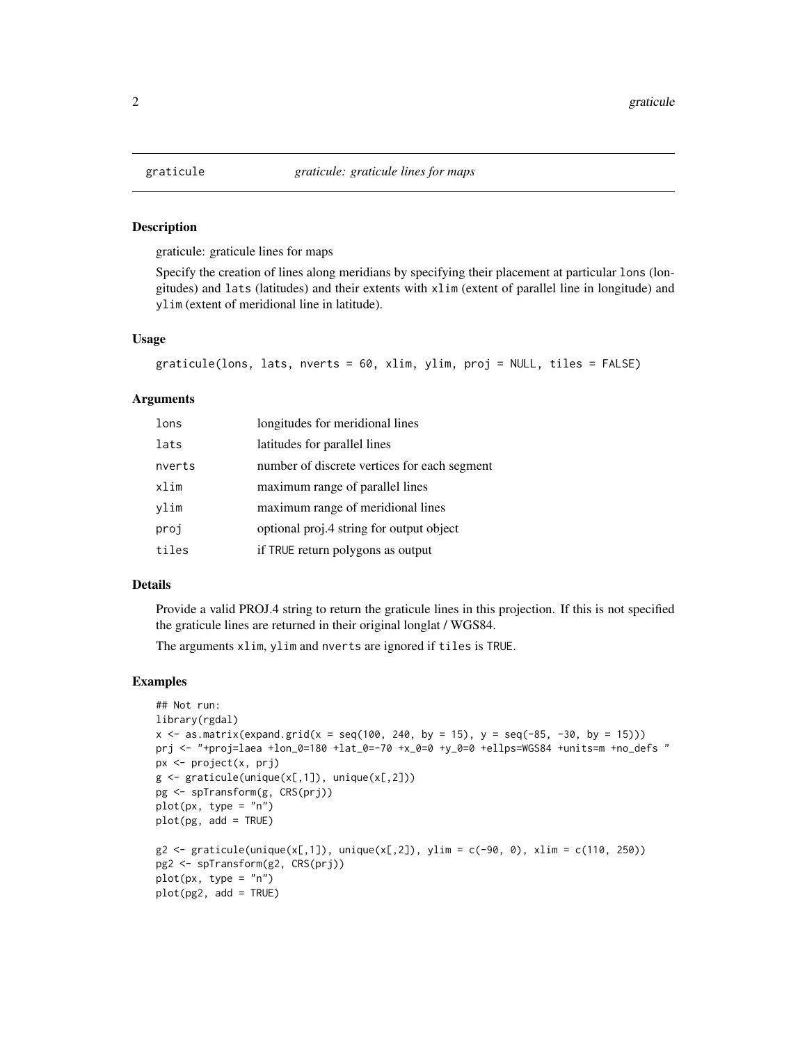# graticule — *graticule: graticule lines for maps*

## Description

graticule: graticule lines for maps

Specify the creation of lines along meridians by specifying their placement at particular lons (longitudes) and lats (latitudes) and their extents with xlim (extent of parallel line in longitude) and ylim (extent of meridional line in latitude).

## Usage

```
graticule(lons, lats, nverts = 60, xlim, ylim, proj = NULL, tiles = FALSE)
```

## Arguments

| Argument | Description |
|---|---|
| lons | longitudes for meridional lines |
| lats | latitudes for parallel lines |
| nverts | number of discrete vertices for each segment |
| xlim | maximum range of parallel lines |
| ylim | maximum range of meridional lines |
| proj | optional proj.4 string for output object |
| tiles | if TRUE return polygons as output |

## Details

Provide a valid PROJ.4 string to return the graticule lines in this projection. If this is not specified the graticule lines are returned in their original longlat / WGS84.

The arguments xlim, ylim and nverts are ignored if tiles is TRUE.

## Examples

```
## Not run:
library(rgdal)
x <- as.matrix(expand.grid(x = seq(100, 240, by = 15), y = seq(-85, -30, by = 15)))
prj <- "+proj=laea +lon_0=180 +lat_0=-70 +x_0=0 +y_0=0 +ellps=WGS84 +units=m +no_defs "
px <- project(x, prj)
g <- graticule(unique(x[,1]), unique(x[,2]))
pg <- spTransform(g, CRS(prj))
plot(px, type = "n")
plot(pg, add = TRUE)

g2 <- graticule(unique(x[,1]), unique(x[,2]), ylim = c(-90, 0), xlim = c(110, 250))
pg2 <- spTransform(g2, CRS(prj))
plot(px, type = "n")
plot(pg2, add = TRUE)
```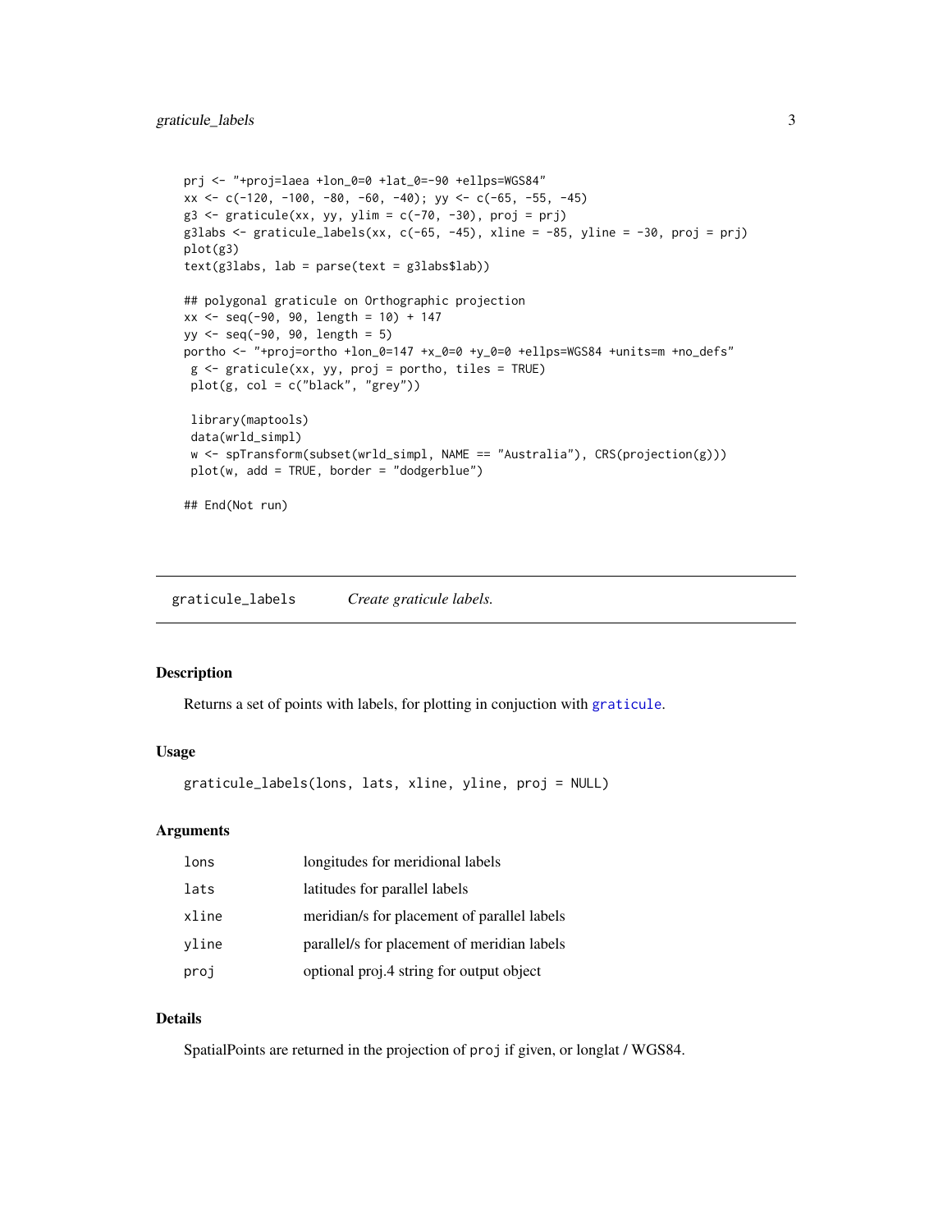```
prj <- "+proj=laea +lon_0=0 +lat_0=-90 +ellps=WGS84"
xx <- c(-120, -100, -80, -60, -40); yy <- c(-65, -55, -45)
g3 <- graticule(xx, yy, ylim = c(-70, -30), proj = prj)
g3labs <- graticule_labels(xx, c(-65, -45), xline = -85, yline = -30, proj = prj)
plot(g3)
text(g3labs, lab = parse(text = g3labs$lab))

## polygonal graticule on Orthographic projection
xx <- seq(-90, 90, length = 10) + 147
yy <- seq(-90, 90, length = 5)
portho <- "+proj=ortho +lon_0=147 +x_0=0 +y_0=0 +ellps=WGS84 +units=m +no_defs"
 g <- graticule(xx, yy, proj = portho, tiles = TRUE)
 plot(g, col = c("black", "grey"))

 library(maptools)
 data(wrld_simpl)
 w <- spTransform(subset(wrld_simpl, NAME == "Australia"), CRS(projection(g)))
 plot(w, add = TRUE, border = "dodgerblue")

## End(Not run)
```

---

## graticule_labels *Create graticule labels.*

### Description

Returns a set of points with labels, for plotting in conjuction with `graticule`.

### Usage

```
graticule_labels(lons, lats, xline, yline, proj = NULL)
```

### Arguments

| | |
|---|---|
| `lons` | longitudes for meridional labels |
| `lats` | latitudes for parallel labels |
| `xline` | meridian/s for placement of parallel labels |
| `yline` | parallel/s for placement of meridian labels |
| `proj` | optional proj.4 string for output object |

### Details

SpatialPoints are returned in the projection of `proj` if given, or longlat / WGS84.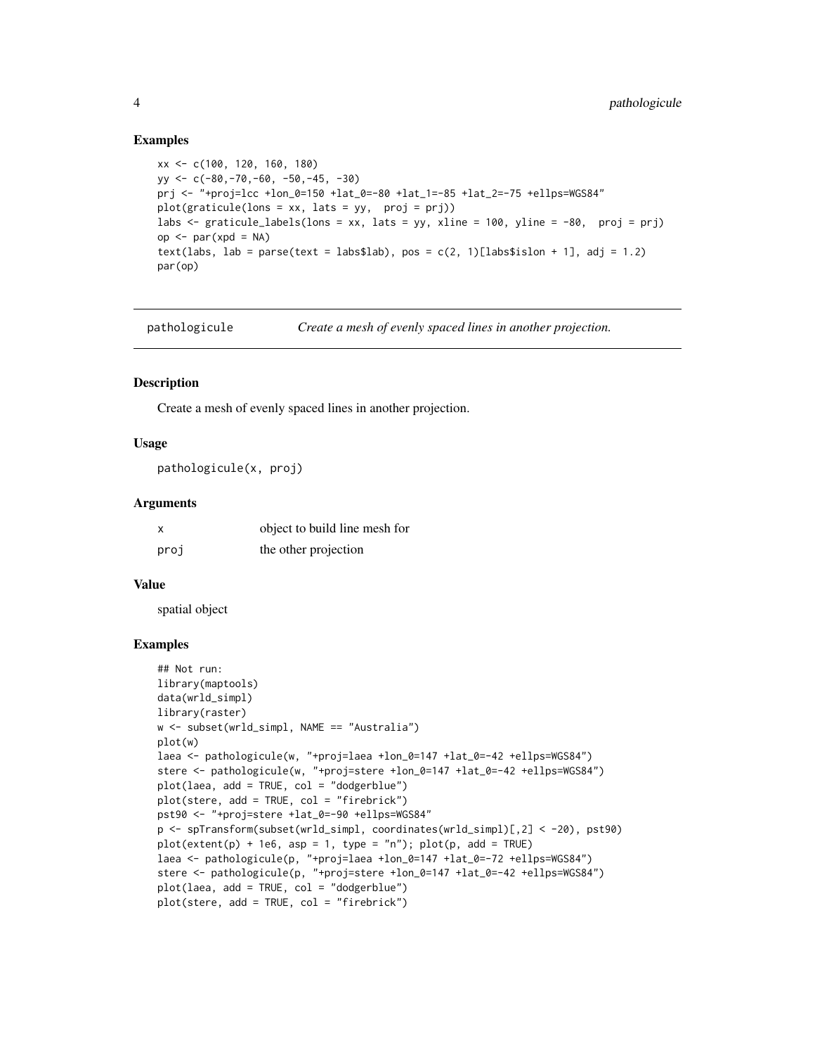## Examples

```
xx <- c(100, 120, 160, 180)
yy <- c(-80,-70,-60, -50,-45, -30)
prj <- "+proj=lcc +lon_0=150 +lat_0=-80 +lat_1=-85 +lat_2=-75 +ellps=WGS84"
plot(graticule(lons = xx, lats = yy,  proj = prj))
labs <- graticule_labels(lons = xx, lats = yy, xline = 100, yline = -80,  proj = prj)
op <- par(xpd = NA)
text(labs, lab = parse(text = labs$lab), pos = c(2, 1)[labs$islon + 1], adj = 1.2)
par(op)
```

---

# pathologicule — *Create a mesh of evenly spaced lines in another projection.*

## Description

Create a mesh of evenly spaced lines in another projection.

## Usage

```
pathologicule(x, proj)
```

## Arguments

| | |
|---|---|
| x | object to build line mesh for |
| proj | the other projection |

## Value

spatial object

## Examples

```
## Not run:
library(maptools)
data(wrld_simpl)
library(raster)
w <- subset(wrld_simpl, NAME == "Australia")
plot(w)
laea <- pathologicule(w, "+proj=laea +lon_0=147 +lat_0=-42 +ellps=WGS84")
stere <- pathologicule(w, "+proj=stere +lon_0=147 +lat_0=-42 +ellps=WGS84")
plot(laea, add = TRUE, col = "dodgerblue")
plot(stere, add = TRUE, col = "firebrick")
pst90 <- "+proj=stere +lat_0=-90 +ellps=WGS84"
p <- spTransform(subset(wrld_simpl, coordinates(wrld_simpl)[,2] < -20), pst90)
plot(extent(p) + 1e6, asp = 1, type = "n"); plot(p, add = TRUE)
laea <- pathologicule(p, "+proj=laea +lon_0=147 +lat_0=-72 +ellps=WGS84")
stere <- pathologicule(p, "+proj=stere +lon_0=147 +lat_0=-42 +ellps=WGS84")
plot(laea, add = TRUE, col = "dodgerblue")
plot(stere, add = TRUE, col = "firebrick")
```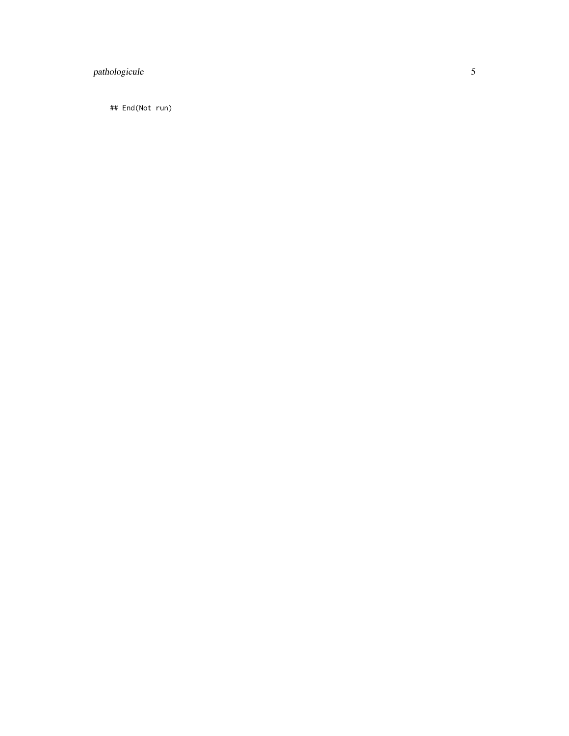```
## End(Not run)
```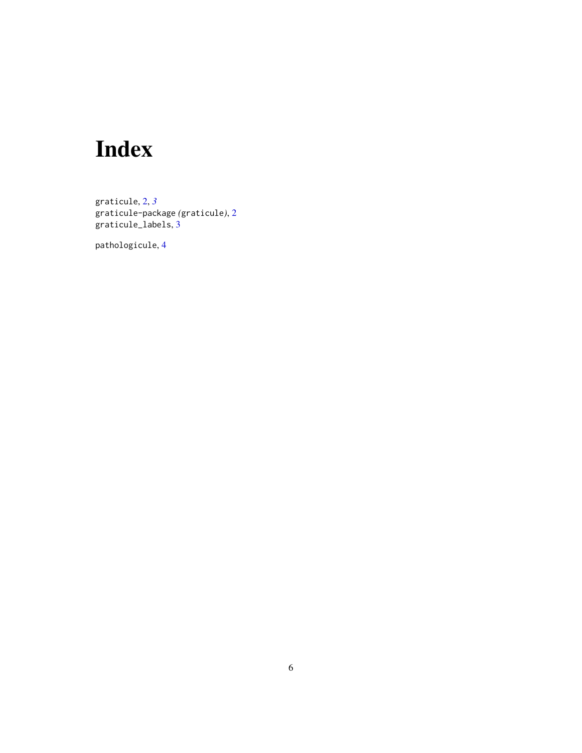# Index

graticule, 2, *3*
graticule-package *(*graticule*)*, 2
graticule_labels, 3

pathologicule, 4